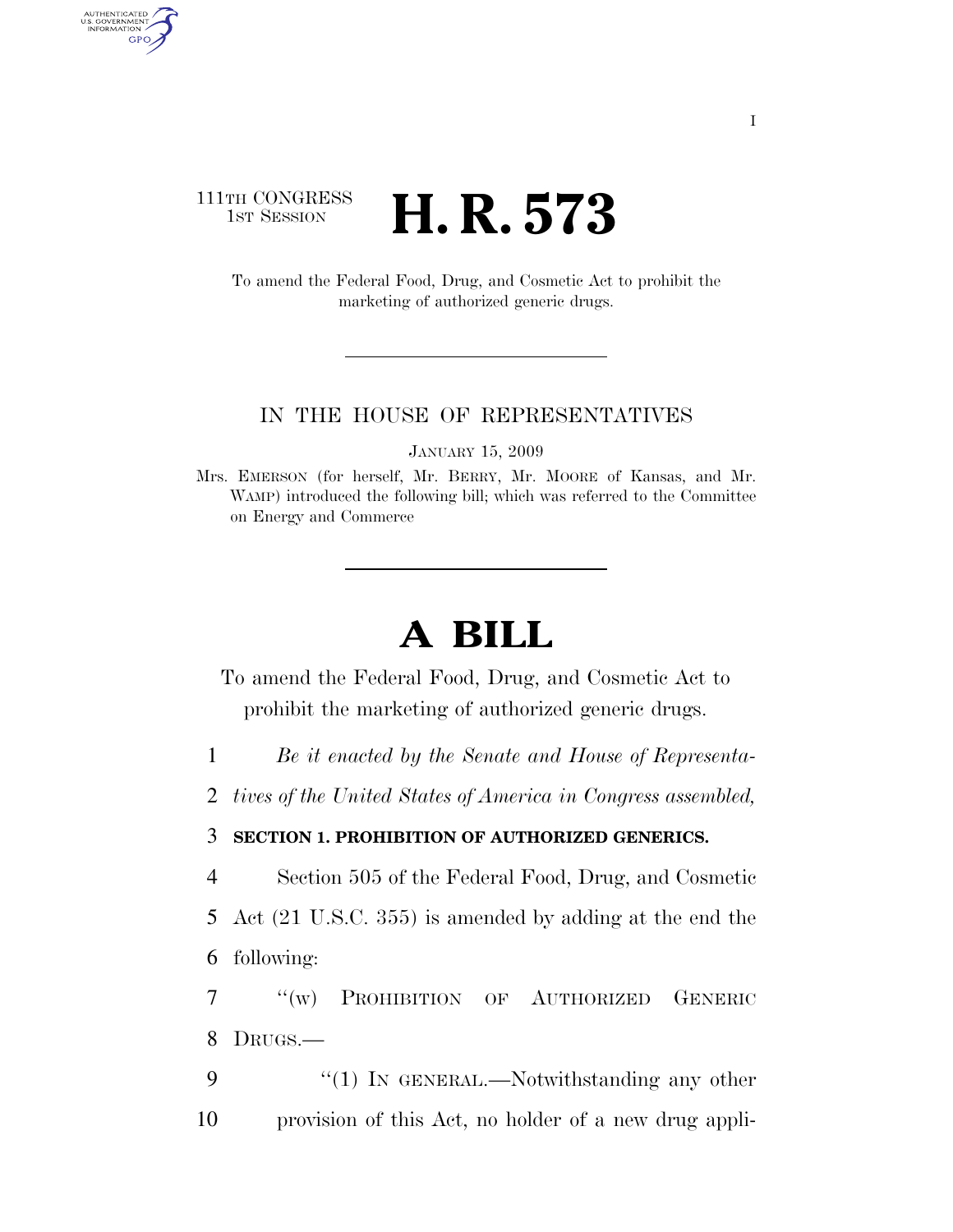111TH CONGRESS
1ST SESSION

# H. R. 573

To amend the Federal Food, Drug, and Cosmetic Act to prohibit the marketing of authorized generic drugs.

IN THE HOUSE OF REPRESENTATIVES

JANUARY 15, 2009

Mrs. EMERSON (for herself, Mr. BERRY, Mr. MOORE of Kansas, and Mr. WAMP) introduced the following bill; which was referred to the Committee on Energy and Commerce

# A BILL

To amend the Federal Food, Drug, and Cosmetic Act to prohibit the marketing of authorized generic drugs.

1 *Be it enacted by the Senate and House of Representa-*
2 *tives of the United States of America in Congress assembled,*

3 **SECTION 1. PROHIBITION OF AUTHORIZED GENERICS.**

4 Section 505 of the Federal Food, Drug, and Cosmetic
5 Act (21 U.S.C. 355) is amended by adding at the end the
6 following:

7 "(w) PROHIBITION OF AUTHORIZED GENERIC
8 DRUGS.—

9 "(1) IN GENERAL.—Notwithstanding any other
10 provision of this Act, no holder of a new drug appli-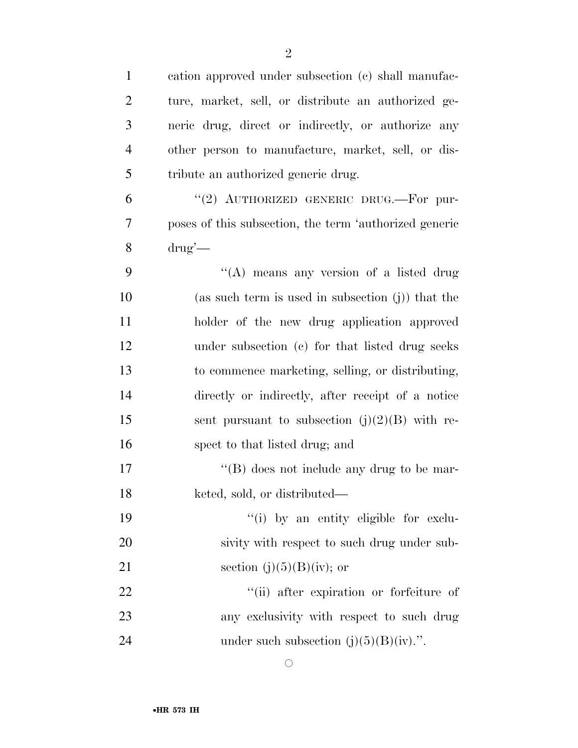cation approved under subsection (c) shall manufacture, market, sell, or distribute an authorized generic drug, direct or indirectly, or authorize any other person to manufacture, market, sell, or distribute an authorized generic drug.

"(2) AUTHORIZED GENERIC DRUG.—For purposes of this subsection, the term 'authorized generic drug'—

"(A) means any version of a listed drug (as such term is used in subsection (j)) that the holder of the new drug application approved under subsection (c) for that listed drug seeks to commence marketing, selling, or distributing, directly or indirectly, after receipt of a notice sent pursuant to subsection (j)(2)(B) with respect to that listed drug; and

"(B) does not include any drug to be marketed, sold, or distributed—

"(i) by an entity eligible for exclusivity with respect to such drug under subsection (j)(5)(B)(iv); or

"(ii) after expiration or forfeiture of any exclusivity with respect to such drug under such subsection (j)(5)(B)(iv).".